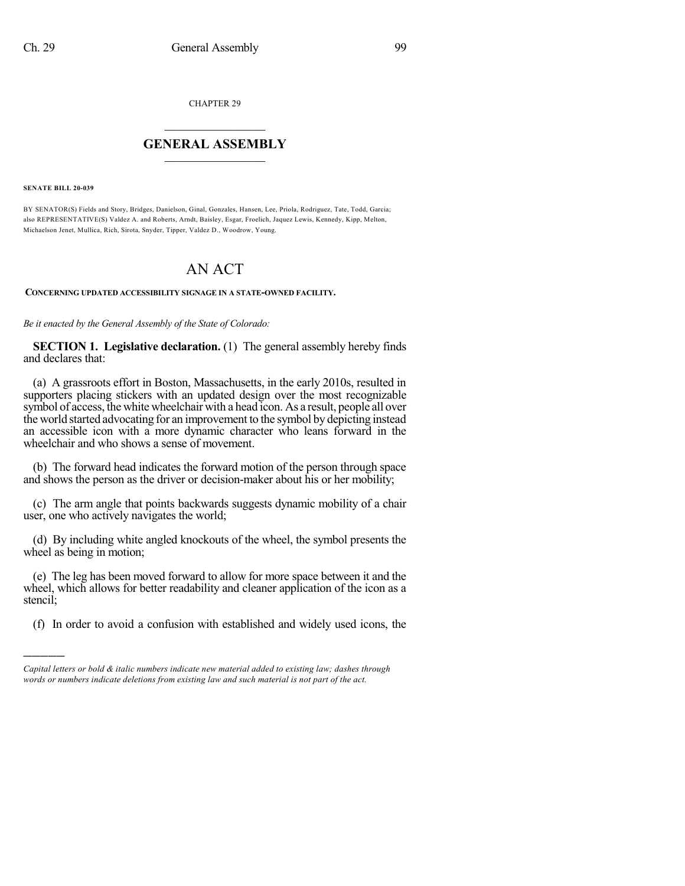CHAPTER 29

# GENERAL ASSEMBLY

**SENATE BILL 20-039**

BY SENATOR(S) Fields and Story, Bridges, Danielson, Ginal, Gonzales, Hansen, Lee, Priola, Rodriguez, Tate, Todd, Garcia; also REPRESENTATIVE(S) Valdez A. and Roberts, Arndt, Baisley, Esgar, Froelich, Jaquez Lewis, Kennedy, Kipp, Melton, Michaelson Jenet, Mullica, Rich, Sirota, Snyder, Tipper, Valdez D., Woodrow, Young.

# AN ACT

**CONCERNING UPDATED ACCESSIBILITY SIGNAGE IN A STATE-OWNED FACILITY.**

*Be it enacted by the General Assembly of the State of Colorado:*

**SECTION 1. Legislative declaration.** (1) The general assembly hereby finds and declares that:

(a) A grassroots effort in Boston, Massachusetts, in the early 2010s, resulted in supporters placing stickers with an updated design over the most recognizable symbol of access, the white wheelchair with a head icon. As a result, people all over the world started advocating for an improvement to the symbol by depicting instead an accessible icon with a more dynamic character who leans forward in the wheelchair and who shows a sense of movement.

(b) The forward head indicates the forward motion of the person through space and shows the person as the driver or decision-maker about his or her mobility;

(c) The arm angle that points backwards suggests dynamic mobility of a chair user, one who actively navigates the world;

(d) By including white angled knockouts of the wheel, the symbol presents the wheel as being in motion;

(e) The leg has been moved forward to allow for more space between it and the wheel, which allows for better readability and cleaner application of the icon as a stencil;

(f) In order to avoid a confusion with established and widely used icons, the

---

*Capital letters or bold & italic numbers indicate new material added to existing law; dashes through words or numbers indicate deletions from existing law and such material is not part of the act.*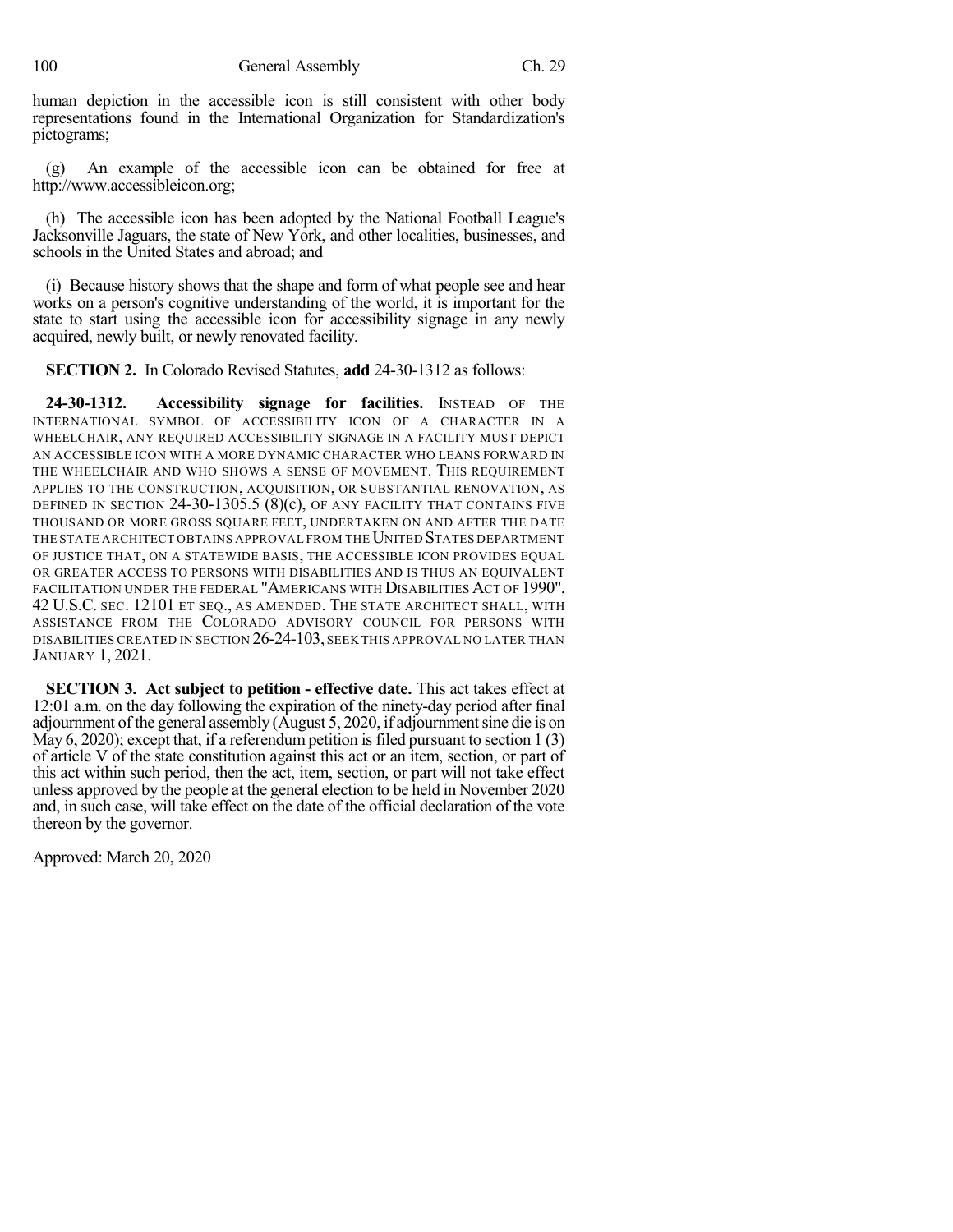human depiction in the accessible icon is still consistent with other body representations found in the International Organization for Standardization's pictograms;

(g) An example of the accessible icon can be obtained for free at http://www.accessibleicon.org;

(h) The accessible icon has been adopted by the National Football League's Jacksonville Jaguars, the state of New York, and other localities, businesses, and schools in the United States and abroad; and

(i) Because history shows that the shape and form of what people see and hear works on a person's cognitive understanding of the world, it is important for the state to start using the accessible icon for accessibility signage in any newly acquired, newly built, or newly renovated facility.

**SECTION 2.** In Colorado Revised Statutes, **add** 24-30-1312 as follows:

**24-30-1312. Accessibility signage for facilities.** INSTEAD OF THE INTERNATIONAL SYMBOL OF ACCESSIBILITY ICON OF A CHARACTER IN A WHEELCHAIR, ANY REQUIRED ACCESSIBILITY SIGNAGE IN A FACILITY MUST DEPICT AN ACCESSIBLE ICON WITH A MORE DYNAMIC CHARACTER WHO LEANS FORWARD IN THE WHEELCHAIR AND WHO SHOWS A SENSE OF MOVEMENT. THIS REQUIREMENT APPLIES TO THE CONSTRUCTION, ACQUISITION, OR SUBSTANTIAL RENOVATION, AS DEFINED IN SECTION 24-30-1305.5 (8)(c), OF ANY FACILITY THAT CONTAINS FIVE THOUSAND OR MORE GROSS SQUARE FEET, UNDERTAKEN ON AND AFTER THE DATE THE STATE ARCHITECT OBTAINS APPROVAL FROM THE UNITED STATES DEPARTMENT OF JUSTICE THAT, ON A STATEWIDE BASIS, THE ACCESSIBLE ICON PROVIDES EQUAL OR GREATER ACCESS TO PERSONS WITH DISABILITIES AND IS THUS AN EQUIVALENT FACILITATION UNDER THE FEDERAL "AMERICANS WITH DISABILITIES ACT OF 1990", 42 U.S.C. SEC. 12101 ET SEQ., AS AMENDED. THE STATE ARCHITECT SHALL, WITH ASSISTANCE FROM THE COLORADO ADVISORY COUNCIL FOR PERSONS WITH DISABILITIES CREATED IN SECTION 26-24-103, SEEK THIS APPROVAL NO LATER THAN JANUARY 1, 2021.

**SECTION 3. Act subject to petition - effective date.** This act takes effect at 12:01 a.m. on the day following the expiration of the ninety-day period after final adjournment of the general assembly (August 5, 2020, if adjournment sine die is on May 6, 2020); except that, if a referendum petition is filed pursuant to section 1 (3) of article V of the state constitution against this act or an item, section, or part of this act within such period, then the act, item, section, or part will not take effect unless approved by the people at the general election to be held in November 2020 and, in such case, will take effect on the date of the official declaration of the vote thereon by the governor.

Approved: March 20, 2020